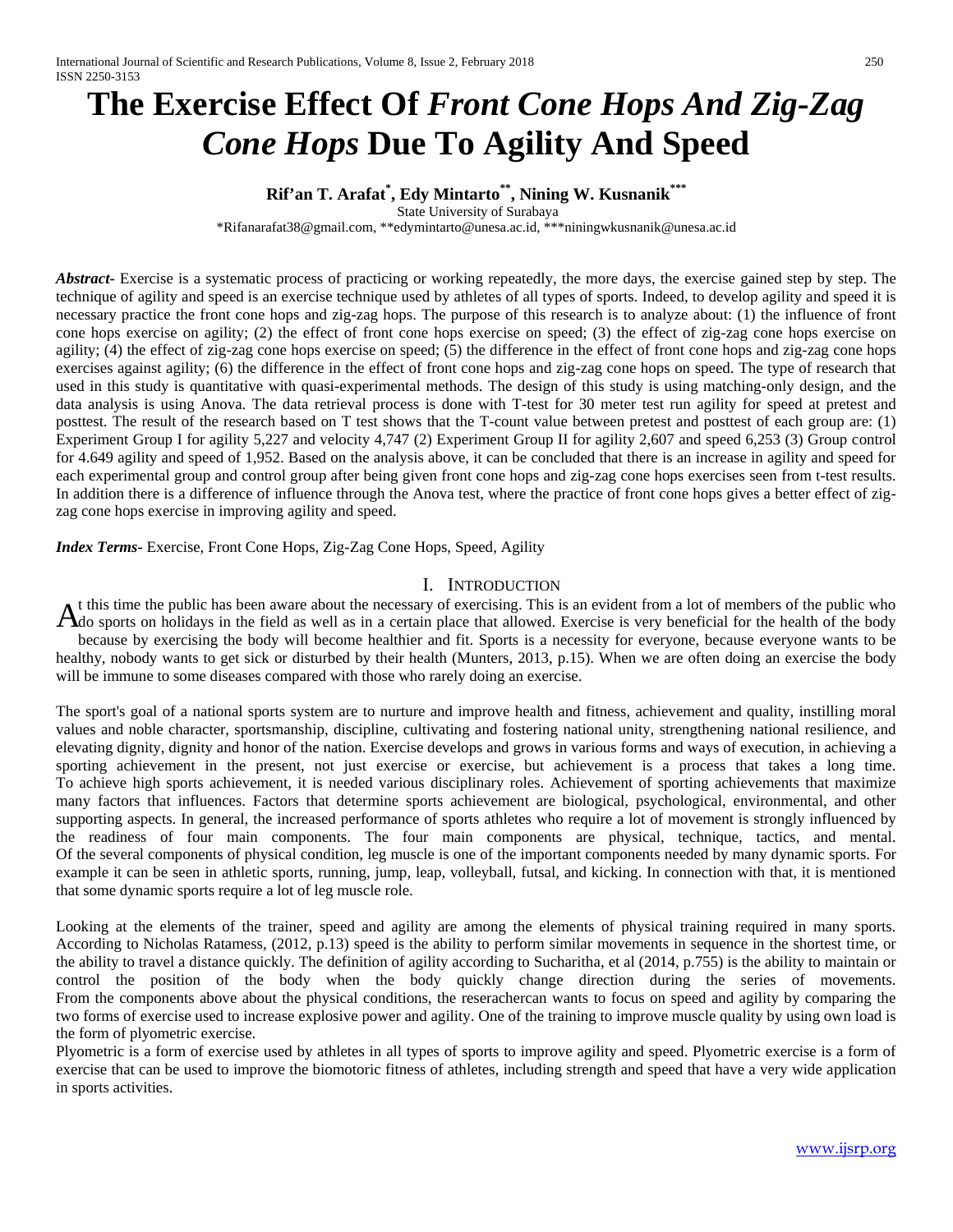# The Exercise Effect Of *Front Cone Hops And Zig-Zag Cone Hops* Due To Agility And Speed

**Rif'an T. Arafat[*], Edy Mintarto[**], Nining W. Kusnanik[***]**

State University of Surabaya

*Rifanarafat38@gmail.com, **edymintarto@unesa.ac.id, ***niningwkusnanik@unesa.ac.id

***Abstract-*** Exercise is a systematic process of practicing or working repeatedly, the more days, the exercise gained step by step. The technique of agility and speed is an exercise technique used by athletes of all types of sports. Indeed, to develop agility and speed it is necessary practice the front cone hops and zig-zag hops. The purpose of this research is to analyze about: (1) the influence of front cone hops exercise on agility; (2) the effect of front cone hops exercise on speed; (3) the effect of zig-zag cone hops exercise on agility; (4) the effect of zig-zag cone hops exercise on speed; (5) the difference in the effect of front cone hops and zig-zag cone hops exercises against agility; (6) the difference in the effect of front cone hops and zig-zag cone hops on speed. The type of research that used in this study is quantitative with quasi-experimental methods. The design of this study is using matching-only design, and the data analysis is using Anova. The data retrieval process is done with T-test for 30 meter test run agility for speed at pretest and posttest. The result of the research based on T test shows that the T-count value between pretest and posttest of each group are: (1) Experiment Group I for agility 5,227 and velocity 4,747 (2) Experiment Group II for agility 2,607 and speed 6,253 (3) Group control for 4.649 agility and speed of 1,952. Based on the analysis above, it can be concluded that there is an increase in agility and speed for each experimental group and control group after being given front cone hops and zig-zag cone hops exercises seen from t-test results. In addition there is a difference of influence through the Anova test, where the practice of front cone hops gives a better effect of zig-zag cone hops exercise in improving agility and speed.

***Index Terms-*** Exercise, Front Cone Hops, Zig-Zag Cone Hops, Speed, Agility

## I. Introduction

At this time the public has been aware about the necessary of exercising. This is an evident from a lot of members of the public who do sports on holidays in the field as well as in a certain place that allowed. Exercise is very beneficial for the health of the body because by exercising the body will become healthier and fit. Sports is a necessity for everyone, because everyone wants to be healthy, nobody wants to get sick or disturbed by their health (Munters, 2013, p.15). When we are often doing an exercise the body will be immune to some diseases compared with those who rarely doing an exercise.

The sport's goal of a national sports system are to nurture and improve health and fitness, achievement and quality, instilling moral values and noble character, sportsmanship, discipline, cultivating and fostering national unity, strengthening national resilience, and elevating dignity, dignity and honor of the nation. Exercise develops and grows in various forms and ways of execution, in achieving a sporting achievement in the present, not just exercise or exercise, but achievement is a process that takes a long time. To achieve high sports achievement, it is needed various disciplinary roles. Achievement of sporting achievements that maximize many factors that influences. Factors that determine sports achievement are biological, psychological, environmental, and other supporting aspects. In general, the increased performance of sports athletes who require a lot of movement is strongly influenced by the readiness of four main components. The four main components are physical, technique, tactics, and mental. Of the several components of physical condition, leg muscle is one of the important components needed by many dynamic sports. For example it can be seen in athletic sports, running, jump, leap, volleyball, futsal, and kicking. In connection with that, it is mentioned that some dynamic sports require a lot of leg muscle role.

Looking at the elements of the trainer, speed and agility are among the elements of physical training required in many sports. According to Nicholas Ratamess, (2012, p.13) speed is the ability to perform similar movements in sequence in the shortest time, or the ability to travel a distance quickly. The definition of agility according to Sucharitha, et al (2014, p.755) is the ability to maintain or control the position of the body when the body quickly change direction during the series of movements. From the components above about the physical conditions, the reserachercan wants to focus on speed and agility by comparing the two forms of exercise used to increase explosive power and agility. One of the training to improve muscle quality by using own load is the form of plyometric exercise.

Plyometric is a form of exercise used by athletes in all types of sports to improve agility and speed. Plyometric exercise is a form of exercise that can be used to improve the biomotoric fitness of athletes, including strength and speed that have a very wide application in sports activities.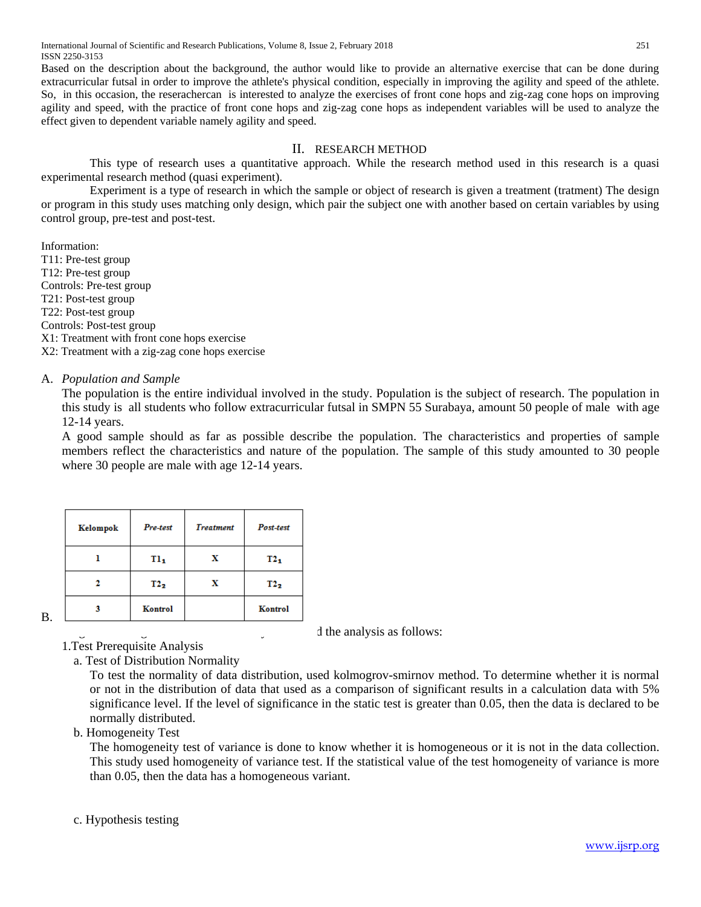Based on the description about the background, the author would like to provide an alternative exercise that can be done during extracurricular futsal in order to improve the athlete's physical condition, especially in improving the agility and speed of the athlete. So, in this occasion, the reserachercan is interested to analyze the exercises of front cone hops and zig-zag cone hops on improving agility and speed, with the practice of front cone hops and zig-zag cone hops as independent variables will be used to analyze the effect given to dependent variable namely agility and speed.

## II. RESEARCH METHOD

This type of research uses a quantitative approach. While the research method used in this research is a quasi experimental research method (quasi experiment).

Experiment is a type of research in which the sample or object of research is given a treatment (tratment) The design or program in this study uses matching only design, which pair the subject one with another based on certain variables by using control group, pre-test and post-test.

| Kelompok | *Pre-test* | *Treatment* | *Post-test* |
|---|---|---|---|
| 1 | $T1_1$ | X | $T2_1$ |
| 2 | $T2_2$ | X | $T2_2$ |
| 3 | Kontrol | | Kontrol |

Information:
T11: Pre-test group
T12: Pre-test group
Controls: Pre-test group
T21: Post-test group
T22: Post-test group
Controls: Post-test group
X1: Treatment with front cone hops exercise
X2: Treatment with a zig-zag cone hops exercise

### A. *Population and Sample*

The population is the entire individual involved in the study. Population is the subject of research. The population in this study is all students who follow extracurricular futsal in SMPN 55 Surabaya, amount 50 people of male with age 12-14 years.

A good sample should as far as possible describe the population. The characteristics and properties of sample members reflect the characteristics and nature of the population. The sample of this study amounted to 30 people where 30 people are male with age 12-14 years.

### B.

d the analysis as follows:

1.Test Prerequisite Analysis

a. Test of Distribution Normality

To test the normality of data distribution, used kolmogrov-smirnov method. To determine whether it is normal or not in the distribution of data that used as a comparison of significant results in a calculation data with 5% significance level. If the level of significance in the static test is greater than 0.05, then the data is declared to be normally distributed.

b. Homogeneity Test

The homogeneity test of variance is done to know whether it is homogeneous or it is not in the data collection. This study used homogeneity of variance test. If the statistical value of the test homogeneity of variance is more than 0.05, then the data has a homogeneous variant.

c. Hypothesis testing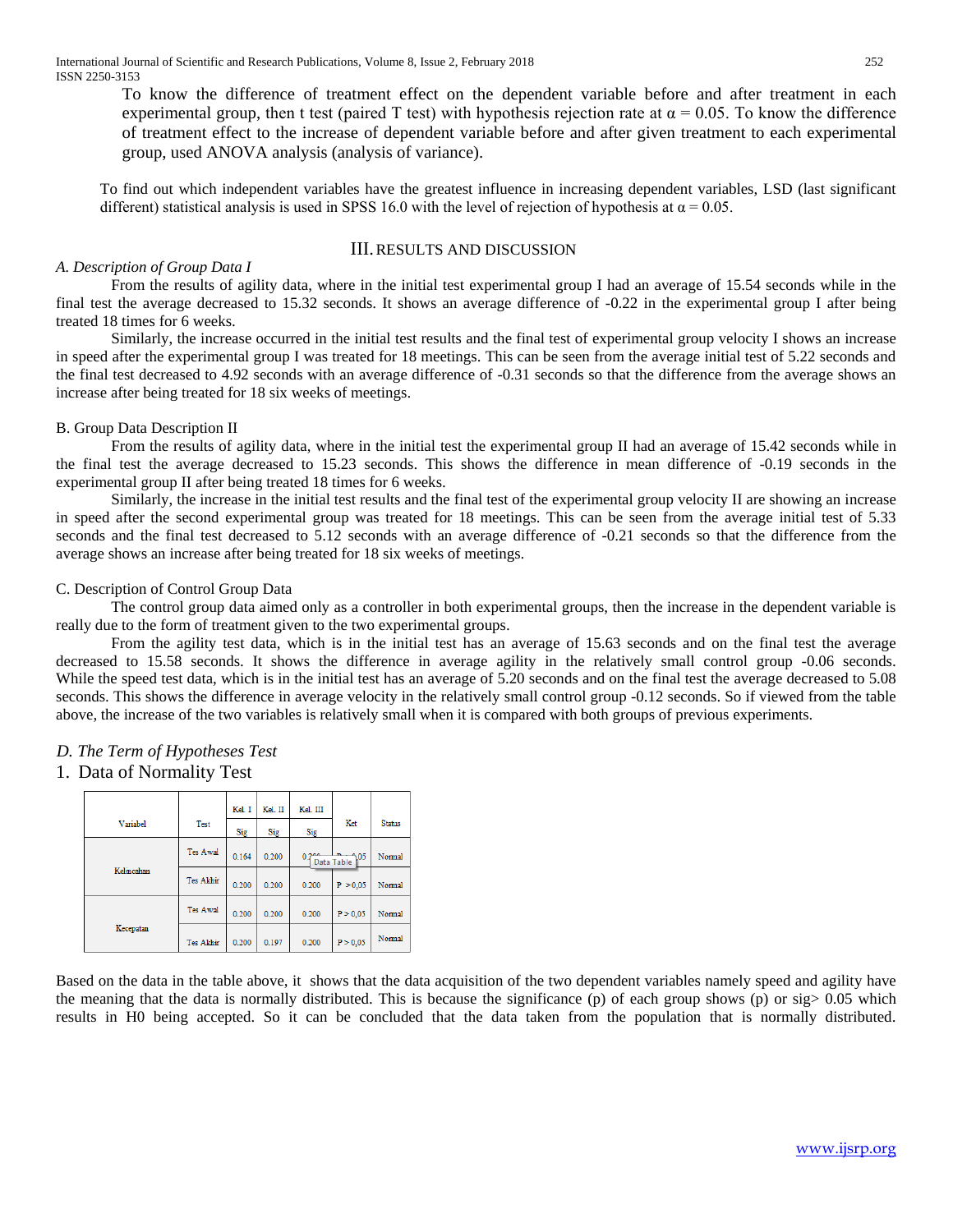To know the difference of treatment effect on the dependent variable before and after treatment in each experimental group, then t test (paired T test) with hypothesis rejection rate at α = 0.05. To know the difference of treatment effect to the increase of dependent variable before and after given treatment to each experimental group, used ANOVA analysis (analysis of variance).

To find out which independent variables have the greatest influence in increasing dependent variables, LSD (last significant different) statistical analysis is used in SPSS 16.0 with the level of rejection of hypothesis at α = 0.05.

## III. RESULTS AND DISCUSSION

### *A. Description of Group Data I*

From the results of agility data, where in the initial test experimental group I had an average of 15.54 seconds while in the final test the average decreased to 15.32 seconds. It shows an average difference of -0.22 in the experimental group I after being treated 18 times for 6 weeks.

Similarly, the increase occurred in the initial test results and the final test of experimental group velocity I shows an increase in speed after the experimental group I was treated for 18 meetings. This can be seen from the average initial test of 5.22 seconds and the final test decreased to 4.92 seconds with an average difference of -0.31 seconds so that the difference from the average shows an increase after being treated for 18 six weeks of meetings.

### B. Group Data Description II

From the results of agility data, where in the initial test the experimental group II had an average of 15.42 seconds while in the final test the average decreased to 15.23 seconds. This shows the difference in mean difference of -0.19 seconds in the experimental group II after being treated 18 times for 6 weeks.

Similarly, the increase in the initial test results and the final test of the experimental group velocity II are showing an increase in speed after the second experimental group was treated for 18 meetings. This can be seen from the average initial test of 5.33 seconds and the final test decreased to 5.12 seconds with an average difference of -0.21 seconds so that the difference from the average shows an increase after being treated for 18 six weeks of meetings.

### C. Description of Control Group Data

The control group data aimed only as a controller in both experimental groups, then the increase in the dependent variable is really due to the form of treatment given to the two experimental groups.

From the agility test data, which is in the initial test has an average of 15.63 seconds and on the final test the average decreased to 15.58 seconds. It shows the difference in average agility in the relatively small control group -0.06 seconds. While the speed test data, which is in the initial test has an average of 5.20 seconds and on the final test the average decreased to 5.08 seconds. This shows the difference in average velocity in the relatively small control group -0.12 seconds. So if viewed from the table above, the increase of the two variables is relatively small when it is compared with both groups of previous experiments.

### *D. The Term of Hypotheses Test*

1. Data of Normality Test

| Variabel | Test | Kel. I | Kel. II | Kel. III | Ket | Status |
|---|---|---|---|---|---|---|
| | | Sig | Sig | Sig | | |
| Kelincahan | Tes Awal | 0.164 | 0.200 | 0.200 | P > 0,05 | Normal |
| | Tes Akhir | 0.200 | 0.200 | 0.200 | P > 0,05 | Normal |
| Kecepatan | Tes Awal | 0.200 | 0.200 | 0.200 | P > 0,05 | Normal |
| | Tes Akhir | 0.200 | 0.197 | 0.200 | P > 0,05 | Normal |

Based on the data in the table above, it shows that the data acquisition of the two dependent variables namely speed and agility have the meaning that the data is normally distributed. This is because the significance (p) of each group shows (p) or sig> 0.05 which results in H0 being accepted. So it can be concluded that the data taken from the population that is normally distributed.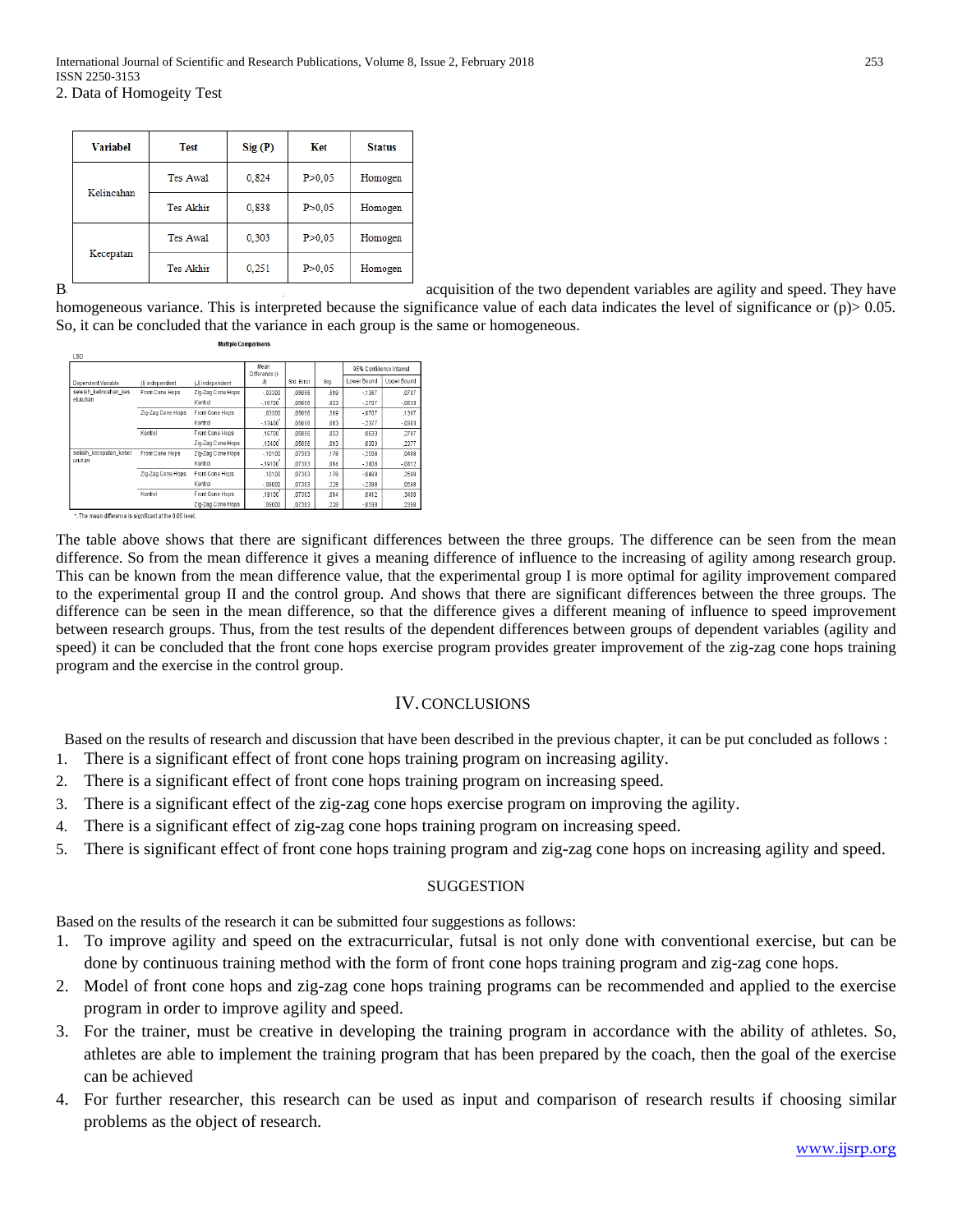2. Data of Homogeity Test

| Variabel | Test | Sig (P) | Ket | Status |
|---|---|---|---|---|
| Kelincahan | Tes Awal | 0,824 | P>0,05 | Homogen |
| | Tes Akhir | 0,838 | P>0,05 | Homogen |
| Kecepatan | Tes Awal | 0,303 | P>0,05 | Homogen |
| | Tes Akhir | 0,251 | P>0,05 | Homogen |

B. acquisition of the two dependent variables are agility and speed. They have homogeneous variance. This is interpreted because the significance value of each data indicates the level of significance or (p)> 0.05. So, it can be concluded that the variance in each group is the same or homogeneous.

**Multiple Comparisons**

LSD

| Dependent Variable | (I) independent | (J) independent | Mean Difference (I-J) | Std. Error | Sig. | 95% Confidence Interval | |
|---|---|---|---|---|---|---|---|
| | | | | | | Lower Bound | Upper Bound |
| selisih_kelincahan_keseluruhan | Front Cone Hops | Zig-Zag Cone Hops | -,03300 | ,05056 | ,519 | -,1367 | ,0707 |
| | | Kontrol | -,16700* | ,05056 | ,003 | -,2707 | -,0633 |
| | Zig-Zag Cone Hops | Front Cone Hops | ,03300 | ,05056 | ,519 | -,0707 | ,1367 |
| | | Kontrol | -,13400* | ,05056 | ,013 | -,2377 | -,0303 |
| | Kontrol | Front Cone Hops | ,16700* | ,05056 | ,003 | ,0633 | ,2707 |
| | | Zig-Zag Cone Hops | ,13400* | ,05056 | ,013 | ,0303 | ,2377 |
| selisih_kecepatan_keseluruhan | Front Cone Hops | Zig-Zag Cone Hops | -,10100 | ,07303 | ,178 | -,2508 | ,0488 |
| | | Kontrol | -,19100* | ,07303 | ,014 | -,3408 | -,0412 |
| | Zig-Zag Cone Hops | Front Cone Hops | ,10100 | ,07303 | ,178 | -,0488 | ,2508 |
| | | Kontrol | -,09000 | ,07303 | ,228 | -,2398 | ,0598 |
| | Kontrol | Front Cone Hops | ,19100* | ,07303 | ,014 | ,0412 | ,3408 |
| | | Zig-Zag Cone Hops | ,09000 | ,07303 | ,228 | -,0598 | ,2398 |

*. The mean difference is significant at the 0.05 level.

The table above shows that there are significant differences between the three groups. The difference can be seen from the mean difference. So from the mean difference it gives a meaning difference of influence to the increasing of agility among research group. This can be known from the mean difference value, that the experimental group I is more optimal for agility improvement compared to the experimental group II and the control group. And shows that there are significant differences between the three groups. The difference can be seen in the mean difference, so that the difference gives a different meaning of influence to speed improvement between research groups. Thus, from the test results of the dependent differences between groups of dependent variables (agility and speed) it can be concluded that the front cone hops exercise program provides greater improvement of the zig-zag cone hops training program and the exercise in the control group.

## IV. CONCLUSIONS

Based on the results of research and discussion that have been described in the previous chapter, it can be put concluded as follows :

1. There is a significant effect of front cone hops training program on increasing agility.
2. There is a significant effect of front cone hops training program on increasing speed.
3. There is a significant effect of the zig-zag cone hops exercise program on improving the agility.
4. There is a significant effect of zig-zag cone hops training program on increasing speed.
5. There is significant effect of front cone hops training program and zig-zag cone hops on increasing agility and speed.

## SUGGESTION

Based on the results of the research it can be submitted four suggestions as follows:

1. To improve agility and speed on the extracurricular, futsal is not only done with conventional exercise, but can be done by continuous training method with the form of front cone hops training program and zig-zag cone hops.
2. Model of front cone hops and zig-zag cone hops training programs can be recommended and applied to the exercise program in order to improve agility and speed.
3. For the trainer, must be creative in developing the training program in accordance with the ability of athletes. So, athletes are able to implement the training program that has been prepared by the coach, then the goal of the exercise can be achieved
4. For further researcher, this research can be used as input and comparison of research results if choosing similar problems as the object of research.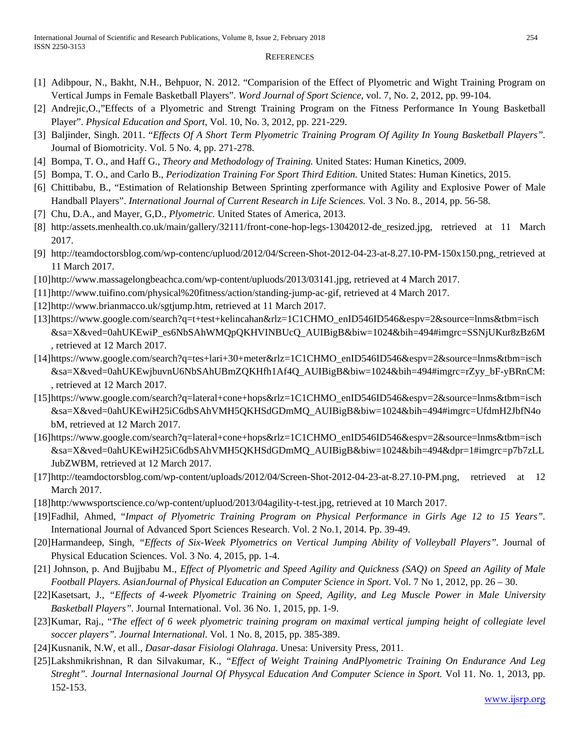# REFERENCES

[1] Adibpour, N., Bakht, N.H., Behpuor, N. 2012. "Comparision of the Effect of Plyometric and Wight Training Program on Vertical Jumps in Female Basketball Players". *Word Journal of Sport Science*, vol. 7, No. 2, 2012, pp. 99-104.

[2] Andrejic,O.,"Effects of a Plyometric and Strengt Training Program on the Fitness Performance In Young Basketball Player". *Physical Education and Sport*, Vol. 10, No. 3, 2012, pp. 221-229.

[3] Baljinder, Singh. 2011. "*Effects Of A Short Term Plyometric Training Program Of Agility In Young Basketball Players".* Journal of Biomotricity. Vol. 5 No. 4, pp. 271-278.

[4] Bompa, T. O., and Haff G., *Theory and Methodology of Training.* United States: Human Kinetics, 2009.

[5] Bompa, T. O., and Carlo B., *Periodization Training For Sport Third Edition.* United States: Human Kinetics, 2015.

[6] Chittibabu, B., "Estimation of Relationship Between Sprinting zperformance with Agility and Explosive Power of Male Handball Players". *International Journal of Current Research in Life Sciences.* Vol. 3 No. 8., 2014, pp. 56-58.

[7] Chu, D.A., and Mayer, G,D., *Plyometric.* United States of America, 2013.

[8] http:/assets.menhealth.co.uk/main/gallery/32111/front-cone-hop-legs-13042012-de_resized.jpg, retrieved at 11 March 2017.

[9] http://teamdoctorsblog.com/wp-contenc/upluod/2012/04/Screen-Shot-2012-04-23-at-8.27.10-PM-150x150.png, retrieved at 11 March 2017.

[10]http://www.massagelongbeachca.com/wp-content/upluods/2013/03141.jpg, retrieved at 4 March 2017.

[11]http://www.tuifino.com/physical%20fitness/action/standing-jump-ac-gif, retrieved at 4 March 2017.

[12]http://www.brianmacco.uk/sgtjump.htm, retrieved at 11 March 2017.

[13]https://www.google.com/search?q=t+test+kelincahan&rlz=1C1CHMO_enID546ID546&espv=2&source=lnms&tbm=isch&sa=X&ved=0ahUKEwiP_es6NbSAhWMQpQKHVINBUcQ_AUIBigB&biw=1024&bih=494#imgrc=SSNjUKur8zBz6M, retrieved at 12 March 2017.

[14]https://www.google.com/search?q=tes+lari+30+meter&rlz=1C1CHMO_enID546ID546&espv=2&source=lnms&tbm=isch&sa=X&ved=0ahUKEwjbuvnU6NbSAhUBmZQKHfh1Af4Q_AUIBigB&biw=1024&bih=494#imgrc=rZyy_bF-yBRnCM:, retrieved at 12 March 2017.

[15]https://www.google.com/search?q=lateral+cone+hops&rlz=1C1CHMO_enID546ID546&espv=2&source=lnms&tbm=isch&sa=X&ved=0ahUKEwiH25iC6dbSAhVMH5QKHSdGDmMQ_AUIBigB&biw=1024&bih=494#imgrc=UfdmH2JbfN4obM, retrieved at 12 March 2017.

[16]https://www.google.com/search?q=lateral+cone+hops&rlz=1C1CHMO_enID546ID546&espv=2&source=lnms&tbm=isch&sa=X&ved=0ahUKEwiH25iC6dbSAhVMH5QKHSdGDmMQ_AUIBigB&biw=1024&bih=494&dpr=1#imgrc=p7b7zLLJubZWBM, retrieved at 12 March 2017.

[17]http://teamdoctorsblog.com/wp-content/uploads/2012/04/Screen-Shot-2012-04-23-at-8.27.10-PM.png, retrieved at 12 March 2017.

[18]http:/wwwsportscience.co/wp-content/upluod/2013/04agility-t-test.jpg, retrieved at 10 March 2017.

[19]Fadhil, Ahmed, "*Impact of Plyometric Training Program on Physical Performance in Girls Age 12 to 15 Years".* International Journal of Advanced Sport Sciences Research. Vol. 2 No.1, 2014. Pp. 39-49.

[20]Harmandeep, Singh, *"Effects of Six-Week Plyometrics on Vertical Jumping Ability of Volleyball Players".* Journal of Physical Education Sciences. Vol. 3 No. 4, 2015, pp. 1-4.

[21] Johnson, p. And Bujjbabu M., *Effect of Plyometric and Speed Agility and Quickness (SAQ) on Speed an Agility of Male Football Players. AsianJournal of Physical Education an Computer Science in Sport*. Vol. 7 No 1, 2012, pp. 26 – 30.

[22]Kasetsart, J., *"Effects of 4-week Plyometric Training on Speed, Agility, and Leg Muscle Power in Male University Basketball Players".* Journal International. Vol. 36 No. 1, 2015, pp. 1-9.

[23]Kumar, Raj., "*The effect of 6 week plyometric training program on maximal vertical jumping height of collegiate level soccer players". Journal International.* Vol. 1 No. 8, 2015, pp. 385-389.

[24]Kusnanik, N.W, et all., *Dasar-dasar Fisiologi Olahraga*. Unesa: University Press, 2011.

[25]Lakshmikrishnan, R dan Silvakumar, K., *"Effect of Weight Training AndPlyometric Training On Endurance And Leg Streght". Journal Internasional Journal Of Physycal Education And Computer Science in Sport.* Vol 11. No. 1, 2013, pp. 152-153.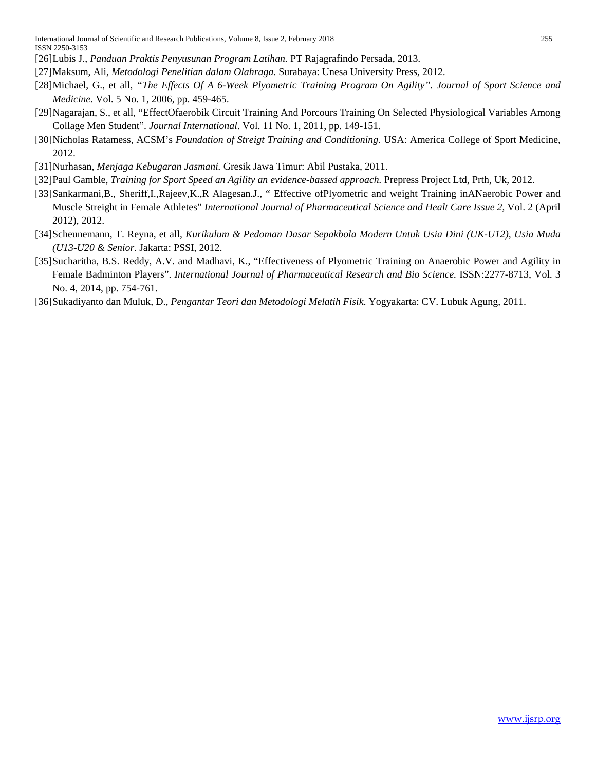[26]Lubis J., *Panduan Praktis Penyusunan Program Latihan.* PT Rajagrafindo Persada, 2013.

[27]Maksum, Ali, *Metodologi Penelitian dalam Olahraga.* Surabaya: Unesa University Press, 2012.

[28]Michael, G., et all, *"The Effects Of A 6-Week Plyometric Training Program On Agility". Journal of Sport Science and Medicine*. Vol. 5 No. 1, 2006, pp. 459-465.

[29]Nagarajan, S., et all, "EffectOfaerobik Circuit Training And Porcours Training On Selected Physiological Variables Among Collage Men Student". *Journal International*. Vol. 11 No. 1, 2011, pp. 149-151.

[30]Nicholas Ratamess, ACSM's *Foundation of Streigt Training and Conditioning*. USA: America College of Sport Medicine, 2012.

[31]Nurhasan, *Menjaga Kebugaran Jasmani.* Gresik Jawa Timur: Abil Pustaka, 2011.

[32]Paul Gamble, *Training for Sport Speed an Agility an evidence-bassed approach.* Prepress Project Ltd, Prth, Uk, 2012.

[33]Sankarmani,B., Sheriff,I.,Rajeev,K.,R Alagesan.J., " Effective ofPlyometric and weight Training inANaerobic Power and Muscle Streight in Female Athletes" *International Journal of Pharmaceutical Science and Healt Care Issue 2*, Vol. 2 (April 2012), 2012.

[34]Scheunemann, T. Reyna, et all, *Kurikulum & Pedoman Dasar Sepakbola Modern Untuk Usia Dini (UK-U12), Usia Muda (U13-U20 & Senior.* Jakarta: PSSI, 2012.

[35]Sucharitha, B.S. Reddy, A.V. and Madhavi, K., "Effectiveness of Plyometric Training on Anaerobic Power and Agility in Female Badminton Players". *International Journal of Pharmaceutical Research and Bio Science.* ISSN:2277-8713, Vol. 3 No. 4, 2014, pp. 754-761.

[36]Sukadiyanto dan Muluk, D., *Pengantar Teori dan Metodologi Melatih Fisik*. Yogyakarta: CV. Lubuk Agung, 2011.